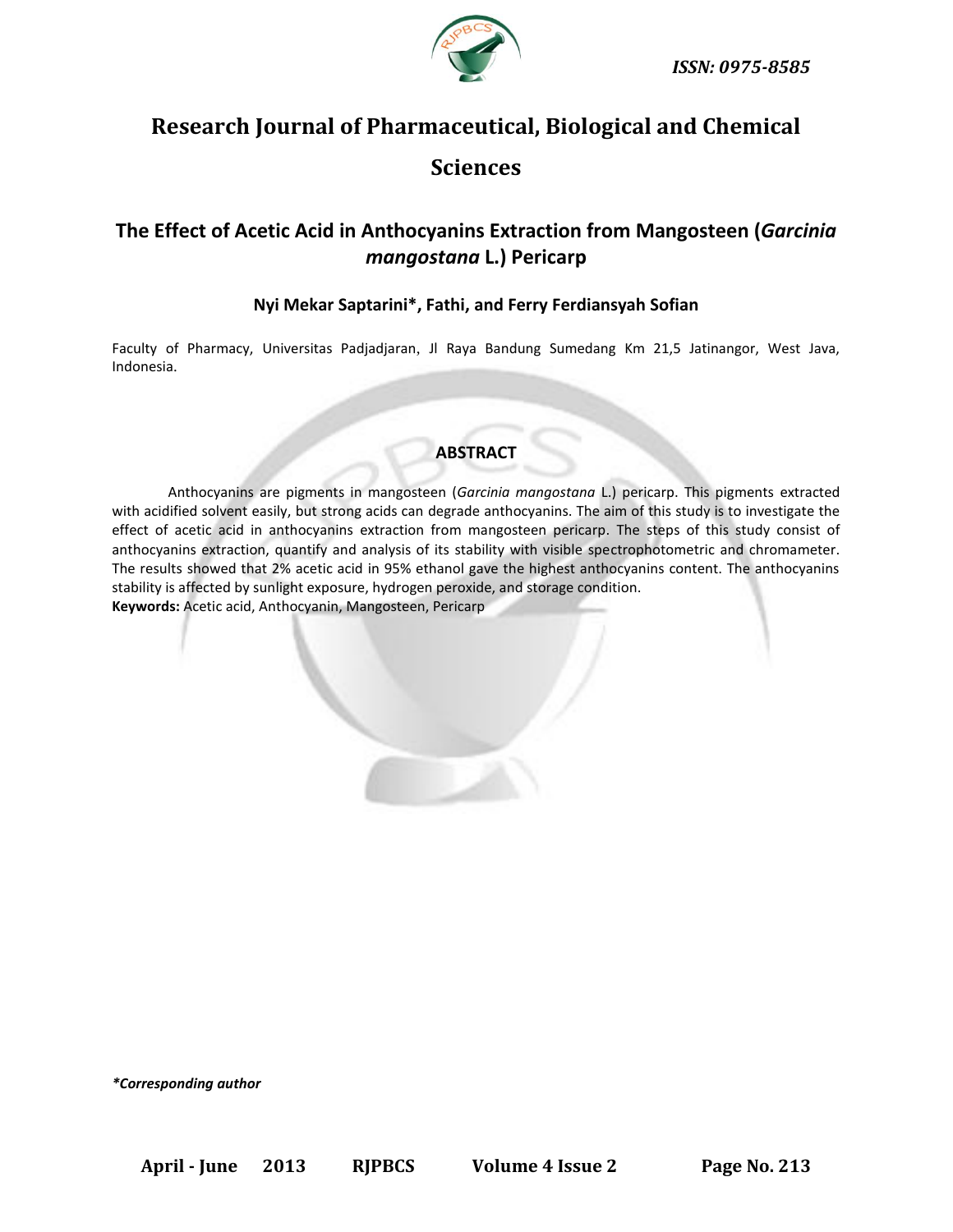ISSN: 0975-8585

# Research Journal of Pharmaceutical, Biological and Chemical Sciences

## The Effect of Acetic Acid in Anthocyanins Extraction from Mangosteen (*Garcinia mangostana* L.) Pericarp

**Nyi Mekar Saptarini*, Fathi, and Ferry Ferdiansyah Sofian**

Faculty of Pharmacy, Universitas Padjadjaran, Jl Raya Bandung Sumedang Km 21,5 Jatinangor, West Java, Indonesia.

### ABSTRACT

Anthocyanins are pigments in mangosteen (*Garcinia mangostana* L.) pericarp. This pigments extracted with acidified solvent easily, but strong acids can degrade anthocyanins. The aim of this study is to investigate the effect of acetic acid in anthocyanins extraction from mangosteen pericarp. The steps of this study consist of anthocyanins extraction, quantify and analysis of its stability with visible spectrophotometric and chromameter. The results showed that 2% acetic acid in 95% ethanol gave the highest anthocyanins content. The anthocyanins stability is affected by sunlight exposure, hydrogen peroxide, and storage condition.

**Keywords:** Acetic acid, Anthocyanin, Mangosteen, Pericarp

*\*Corresponding author*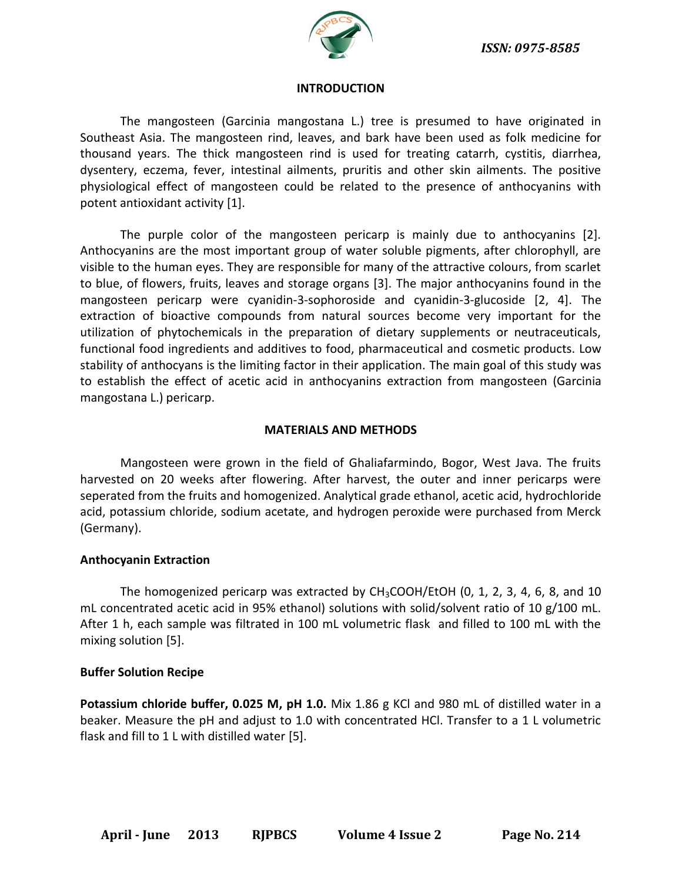## INTRODUCTION

The mangosteen (Garcinia mangostana L.) tree is presumed to have originated in Southeast Asia. The mangosteen rind, leaves, and bark have been used as folk medicine for thousand years. The thick mangosteen rind is used for treating catarrh, cystitis, diarrhea, dysentery, eczema, fever, intestinal ailments, pruritis and other skin ailments. The positive physiological effect of mangosteen could be related to the presence of anthocyanins with potent antioxidant activity [1].

The purple color of the mangosteen pericarp is mainly due to anthocyanins [2]. Anthocyanins are the most important group of water soluble pigments, after chlorophyll, are visible to the human eyes. They are responsible for many of the attractive colours, from scarlet to blue, of flowers, fruits, leaves and storage organs [3]. The major anthocyanins found in the mangosteen pericarp were cyanidin-3-sophoroside and cyanidin-3-glucoside [2, 4]. The extraction of bioactive compounds from natural sources become very important for the utilization of phytochemicals in the preparation of dietary supplements or neutraceuticals, functional food ingredients and additives to food, pharmaceutical and cosmetic products. Low stability of anthocyans is the limiting factor in their application. The main goal of this study was to establish the effect of acetic acid in anthocyanins extraction from mangosteen (Garcinia mangostana L.) pericarp.

## MATERIALS AND METHODS

Mangosteen were grown in the field of Ghaliafarmindo, Bogor, West Java. The fruits harvested on 20 weeks after flowering. After harvest, the outer and inner pericarps were seperated from the fruits and homogenized. Analytical grade ethanol, acetic acid, hydrochloride acid, potassium chloride, sodium acetate, and hydrogen peroxide were purchased from Merck (Germany).

### Anthocyanin Extraction

The homogenized pericarp was extracted by $CH_3COOH$/EtOH (0, 1, 2, 3, 4, 6, 8, and 10 mL concentrated acetic acid in 95% ethanol) solutions with solid/solvent ratio of 10 g/100 mL. After 1 h, each sample was filtrated in 100 mL volumetric flask and filled to 100 mL with the mixing solution [5].

### Buffer Solution Recipe

**Potassium chloride buffer, 0.025 M, pH 1.0.** Mix 1.86 g KCl and 980 mL of distilled water in a beaker. Measure the pH and adjust to 1.0 with concentrated HCl. Transfer to a 1 L volumetric flask and fill to 1 L with distilled water [5].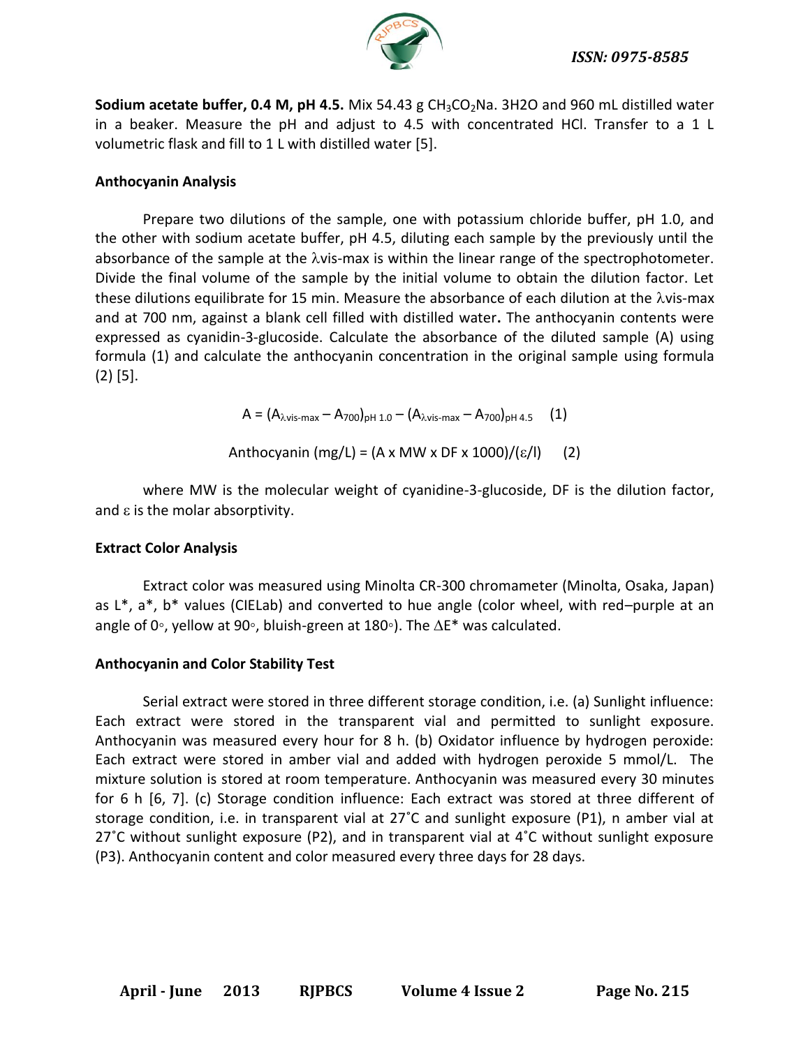**Sodium acetate buffer, 0.4 M, pH 4.5.** Mix 54.43 g $CH_3CO_2Na$. 3H2O and 960 mL distilled water in a beaker. Measure the pH and adjust to 4.5 with concentrated HCl. Transfer to a 1 L volumetric flask and fill to 1 L with distilled water [5].

**Anthocyanin Analysis**

Prepare two dilutions of the sample, one with potassium chloride buffer, pH 1.0, and the other with sodium acetate buffer, pH 4.5, diluting each sample by the previously until the absorbance of the sample at the $\lambda$vis-max is within the linear range of the spectrophotometer. Divide the final volume of the sample by the initial volume to obtain the dilution factor. Let these dilutions equilibrate for 15 min. Measure the absorbance of each dilution at the $\lambda$vis-max and at 700 nm, against a blank cell filled with distilled water**.** The anthocyanin contents were expressed as cyanidin-3-glucoside. Calculate the absorbance of the diluted sample (A) using formula (1) and calculate the anthocyanin concentration in the original sample using formula (2) [5].

$$A = (A_{\lambda \text{vis-max}} - A_{700})_{\text{pH } 1.0} - (A_{\lambda \text{vis-max}} - A_{700})_{\text{pH } 4.5} \quad (1)$$

$$\text{Anthocyanin (mg/L)} = (A \times MW \times DF \times 1000)/(\varepsilon/l) \quad (2)$$

where MW is the molecular weight of cyanidine-3-glucoside, DF is the dilution factor, and $\varepsilon$ is the molar absorptivity.

**Extract Color Analysis**

Extract color was measured using Minolta CR-300 chromameter (Minolta, Osaka, Japan) as L*, a*, b* values (CIELab) and converted to hue angle (color wheel, with red–purple at an angle of 0◦, yellow at 90◦, bluish-green at 180◦). The $\Delta E^*$ was calculated.

**Anthocyanin and Color Stability Test**

Serial extract were stored in three different storage condition, i.e. (a) Sunlight influence: Each extract were stored in the transparent vial and permitted to sunlight exposure. Anthocyanin was measured every hour for 8 h. (b) Oxidator influence by hydrogen peroxide: Each extract were stored in amber vial and added with hydrogen peroxide 5 mmol/L. The mixture solution is stored at room temperature. Anthocyanin was measured every 30 minutes for 6 h [6, 7]. (c) Storage condition influence: Each extract was stored at three different of storage condition, i.e. in transparent vial at 27˚C and sunlight exposure (P1), n amber vial at 27˚C without sunlight exposure (P2), and in transparent vial at 4˚C without sunlight exposure (P3). Anthocyanin content and color measured every three days for 28 days.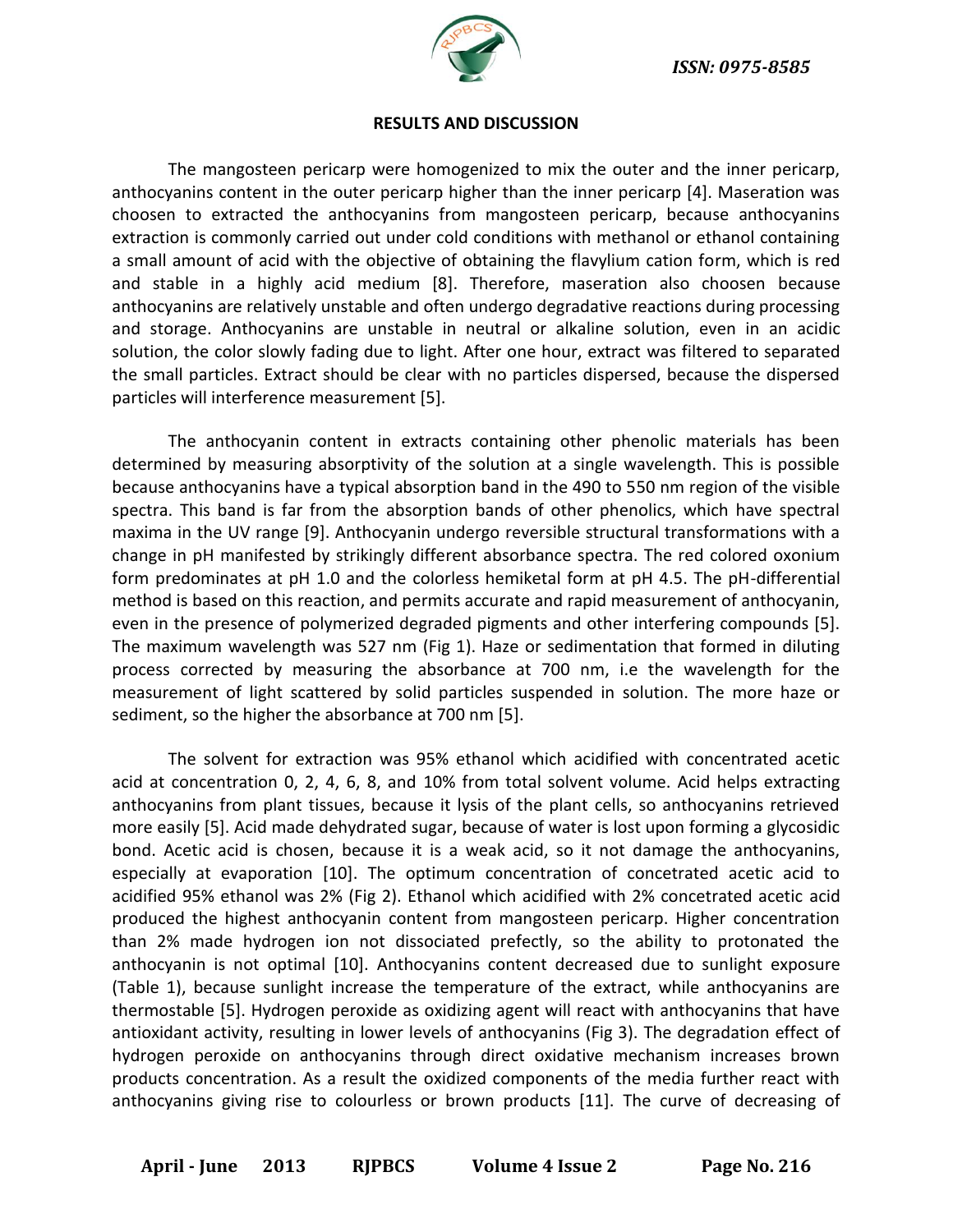## RESULTS AND DISCUSSION

The mangosteen pericarp were homogenized to mix the outer and the inner pericarp, anthocyanins content in the outer pericarp higher than the inner pericarp [4]. Maseration was choosen to extracted the anthocyanins from mangosteen pericarp, because anthocyanins extraction is commonly carried out under cold conditions with methanol or ethanol containing a small amount of acid with the objective of obtaining the flavylium cation form, which is red and stable in a highly acid medium [8]. Therefore, maseration also choosen because anthocyanins are relatively unstable and often undergo degradative reactions during processing and storage. Anthocyanins are unstable in neutral or alkaline solution, even in an acidic solution, the color slowly fading due to light. After one hour, extract was filtered to separated the small particles. Extract should be clear with no particles dispersed, because the dispersed particles will interference measurement [5].

The anthocyanin content in extracts containing other phenolic materials has been determined by measuring absorptivity of the solution at a single wavelength. This is possible because anthocyanins have a typical absorption band in the 490 to 550 nm region of the visible spectra. This band is far from the absorption bands of other phenolics, which have spectral maxima in the UV range [9]. Anthocyanin undergo reversible structural transformations with a change in pH manifested by strikingly different absorbance spectra. The red colored oxonium form predominates at pH 1.0 and the colorless hemiketal form at pH 4.5. The pH-differential method is based on this reaction, and permits accurate and rapid measurement of anthocyanin, even in the presence of polymerized degraded pigments and other interfering compounds [5]. The maximum wavelength was 527 nm (Fig 1). Haze or sedimentation that formed in diluting process corrected by measuring the absorbance at 700 nm, i.e the wavelength for the measurement of light scattered by solid particles suspended in solution. The more haze or sediment, so the higher the absorbance at 700 nm [5].

The solvent for extraction was 95% ethanol which acidified with concentrated acetic acid at concentration 0, 2, 4, 6, 8, and 10% from total solvent volume. Acid helps extracting anthocyanins from plant tissues, because it lysis of the plant cells, so anthocyanins retrieved more easily [5]. Acid made dehydrated sugar, because of water is lost upon forming a glycosidic bond. Acetic acid is chosen, because it is a weak acid, so it not damage the anthocyanins, especially at evaporation [10]. The optimum concentration of concetrated acetic acid to acidified 95% ethanol was 2% (Fig 2). Ethanol which acidified with 2% concetrated acetic acid produced the highest anthocyanin content from mangosteen pericarp. Higher concentration than 2% made hydrogen ion not dissociated prefectly, so the ability to protonated the anthocyanin is not optimal [10]. Anthocyanins content decreased due to sunlight exposure (Table 1), because sunlight increase the temperature of the extract, while anthocyanins are thermostable [5]. Hydrogen peroxide as oxidizing agent will react with anthocyanins that have antioxidant activity, resulting in lower levels of anthocyanins (Fig 3). The degradation effect of hydrogen peroxide on anthocyanins through direct oxidative mechanism increases brown products concentration. As a result the oxidized components of the media further react with anthocyanins giving rise to colourless or brown products [11]. The curve of decreasing of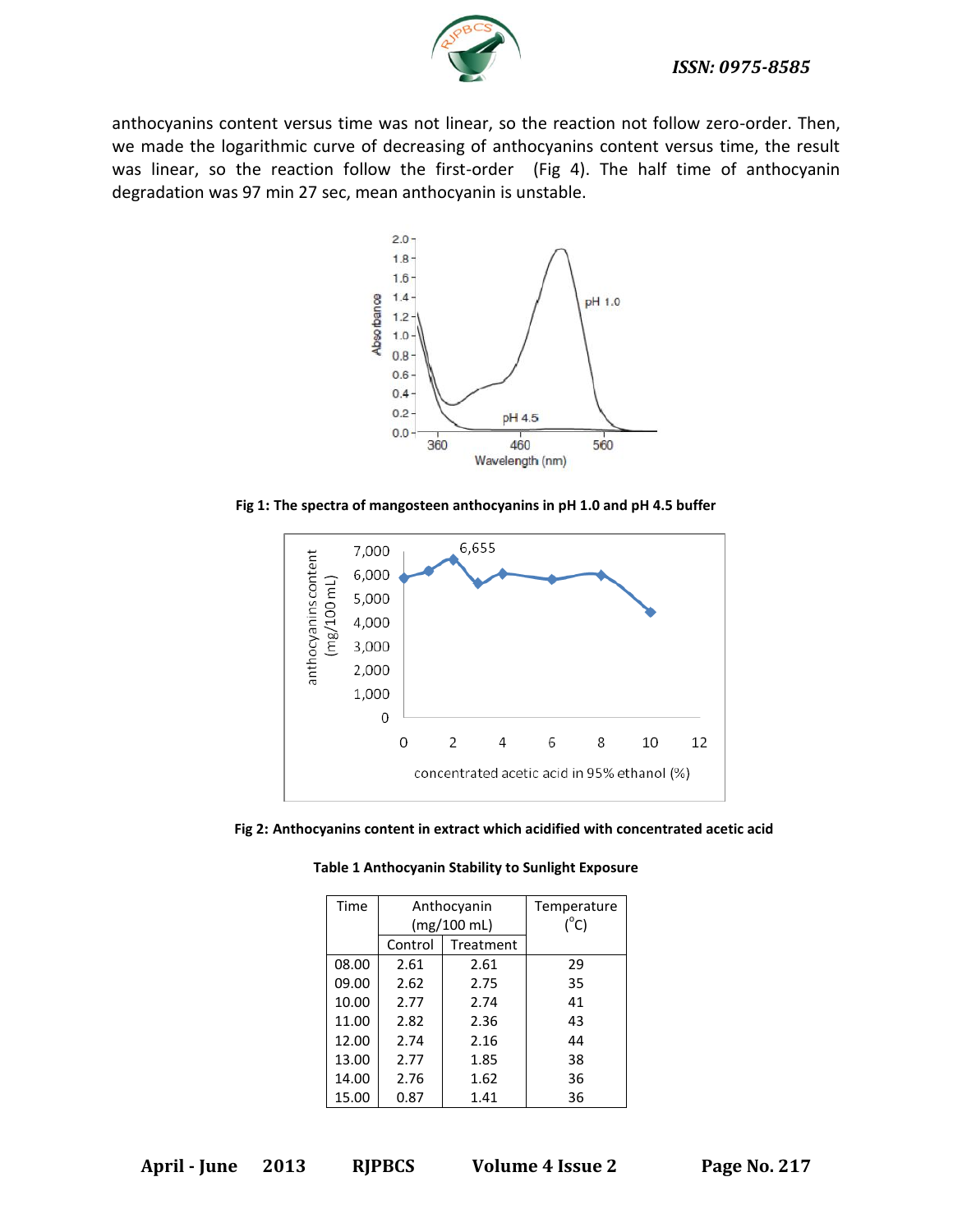anthocyanins content versus time was not linear, so the reaction not follow zero-order. Then, we made the logarithmic curve of decreasing of anthocyanins content versus time, the result was linear, so the reaction follow the first-order (Fig 4). The half time of anthocyanin degradation was 97 min 27 sec, mean anthocyanin is unstable.

**Fig 1: The spectra of mangosteen anthocyanins in pH 1.0 and pH 4.5 buffer**

**Fig 2: Anthocyanins content in extract which acidified with concentrated acetic acid**

**Table 1 Anthocyanin Stability to Sunlight Exposure**

| Time | Anthocyanin (mg/100 mL) | | Temperature ($^{o}$C) |
|---|---|---|---|
| | Control | Treatment | |
| 08.00 | 2.61 | 2.61 | 29 |
| 09.00 | 2.62 | 2.75 | 35 |
| 10.00 | 2.77 | 2.74 | 41 |
| 11.00 | 2.82 | 2.36 | 43 |
| 12.00 | 2.74 | 2.16 | 44 |
| 13.00 | 2.77 | 1.85 | 38 |
| 14.00 | 2.76 | 1.62 | 36 |
| 15.00 | 0.87 | 1.41 | 36 |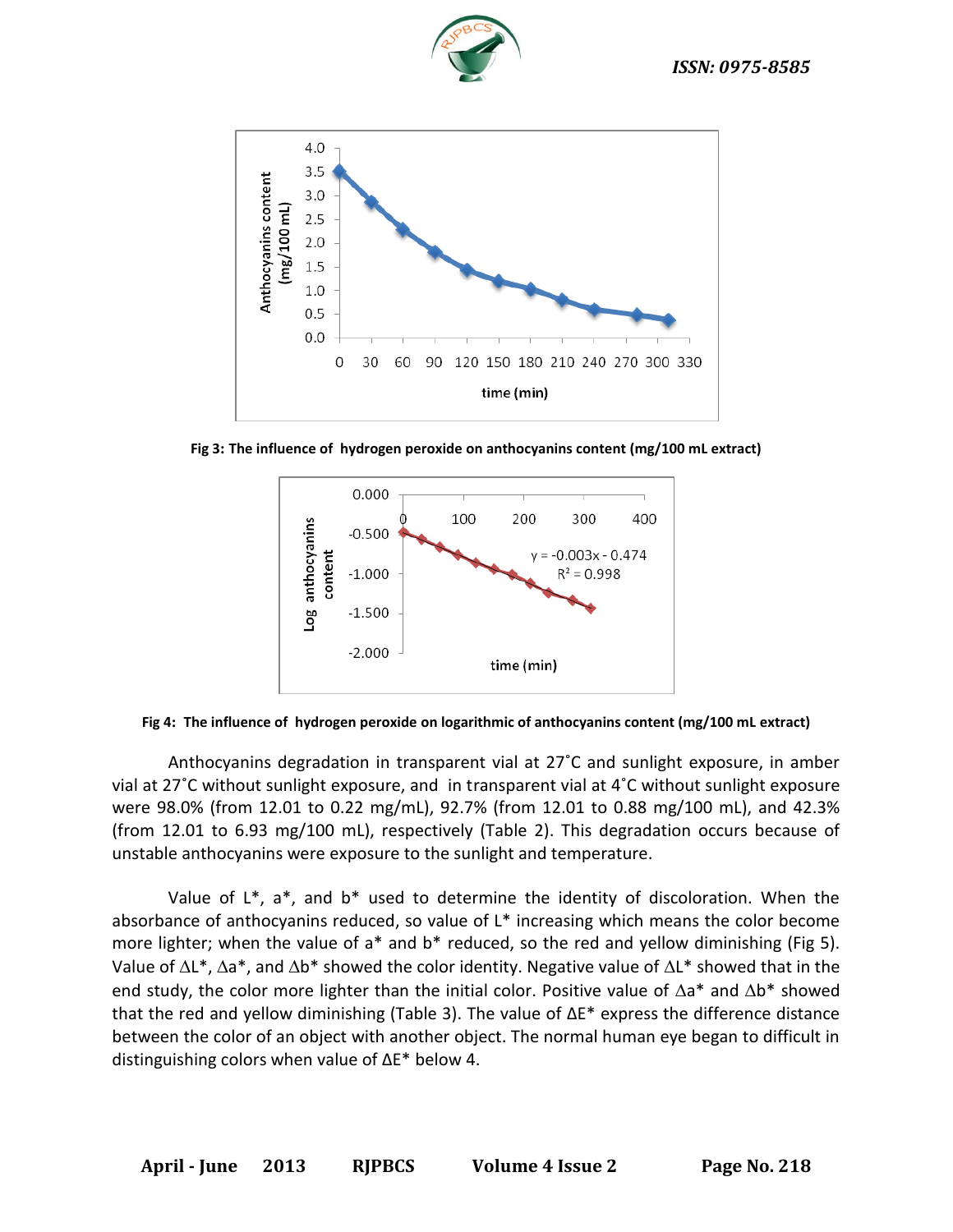Fig 3: The influence of hydrogen peroxide on anthocyanins content (mg/100 mL extract)

Fig 4: The influence of hydrogen peroxide on logarithmic of anthocyanins content (mg/100 mL extract)

Anthocyanins degradation in transparent vial at 27˚C and sunlight exposure, in amber vial at 27˚C without sunlight exposure, and in transparent vial at 4˚C without sunlight exposure were 98.0% (from 12.01 to 0.22 mg/mL), 92.7% (from 12.01 to 0.88 mg/100 mL), and 42.3% (from 12.01 to 6.93 mg/100 mL), respectively (Table 2). This degradation occurs because of unstable anthocyanins were exposure to the sunlight and temperature.

Value of L*, a*, and b* used to determine the identity of discoloration. When the absorbance of anthocyanins reduced, so value of L* increasing which means the color become more lighter; when the value of a* and b* reduced, so the red and yellow diminishing (Fig 5). Value of ∆L*, ∆a*, and ∆b* showed the color identity. Negative value of ∆L* showed that in the end study, the color more lighter than the initial color. Positive value of ∆a* and ∆b* showed that the red and yellow diminishing (Table 3). The value of ΔE* express the difference distance between the color of an object with another object. The normal human eye began to difficult in distinguishing colors when value of ΔE* below 4.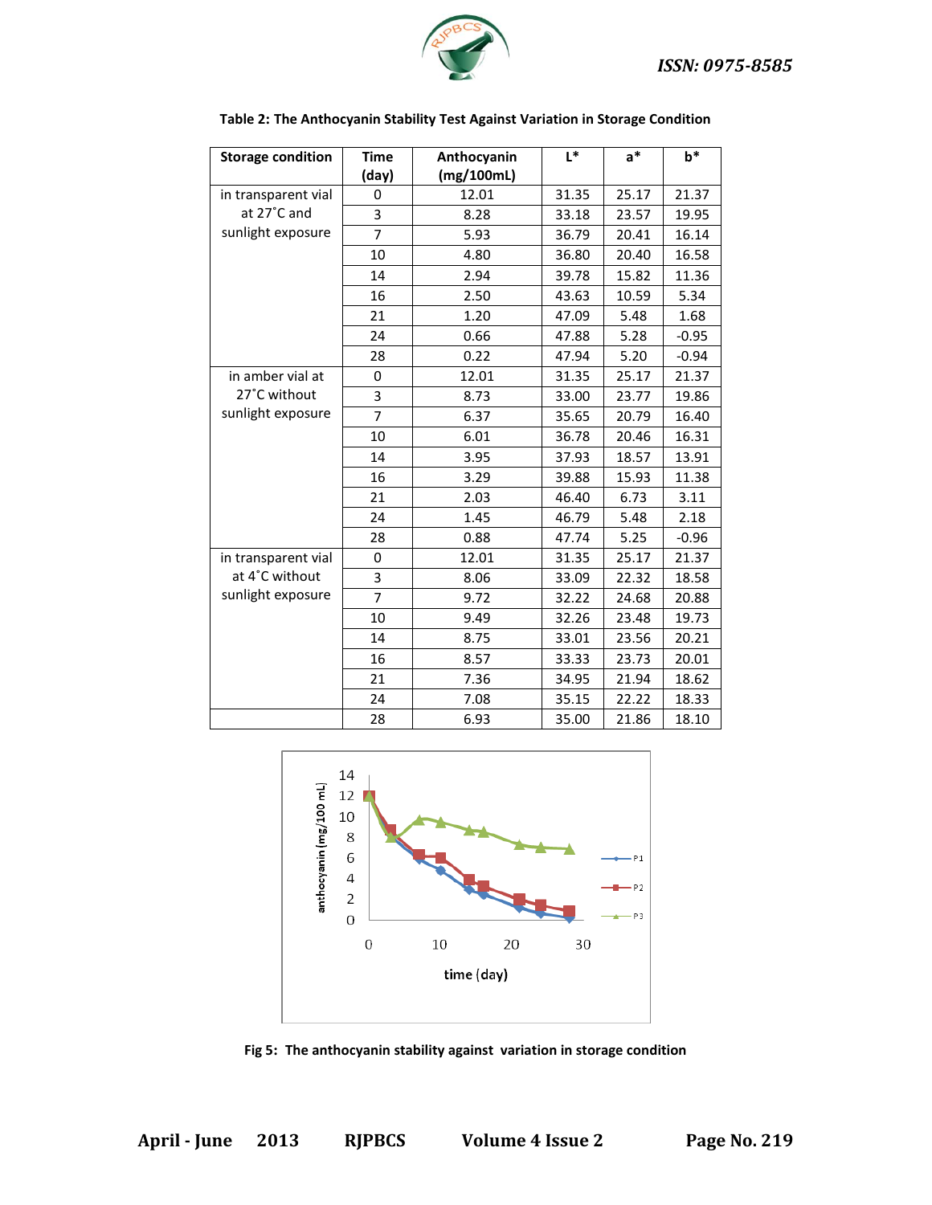**Table 2: The Anthocyanin Stability Test Against Variation in Storage Condition**

| Storage condition | Time (day) | Anthocyanin (mg/100mL) | L* | a* | b* |
|---|---|---|---|---|---|
| in transparent vial at 27˚C and sunlight exposure | 0 | 12.01 | 31.35 | 25.17 | 21.37 |
| | 3 | 8.28 | 33.18 | 23.57 | 19.95 |
| | 7 | 5.93 | 36.79 | 20.41 | 16.14 |
| | 10 | 4.80 | 36.80 | 20.40 | 16.58 |
| | 14 | 2.94 | 39.78 | 15.82 | 11.36 |
| | 16 | 2.50 | 43.63 | 10.59 | 5.34 |
| | 21 | 1.20 | 47.09 | 5.48 | 1.68 |
| | 24 | 0.66 | 47.88 | 5.28 | -0.95 |
| | 28 | 0.22 | 47.94 | 5.20 | -0.94 |
| in amber vial at 27˚C without sunlight exposure | 0 | 12.01 | 31.35 | 25.17 | 21.37 |
| | 3 | 8.73 | 33.00 | 23.77 | 19.86 |
| | 7 | 6.37 | 35.65 | 20.79 | 16.40 |
| | 10 | 6.01 | 36.78 | 20.46 | 16.31 |
| | 14 | 3.95 | 37.93 | 18.57 | 13.91 |
| | 16 | 3.29 | 39.88 | 15.93 | 11.38 |
| | 21 | 2.03 | 46.40 | 6.73 | 3.11 |
| | 24 | 1.45 | 46.79 | 5.48 | 2.18 |
| | 28 | 0.88 | 47.74 | 5.25 | -0.96 |
| in transparent vial at 4˚C without sunlight exposure | 0 | 12.01 | 31.35 | 25.17 | 21.37 |
| | 3 | 8.06 | 33.09 | 22.32 | 18.58 |
| | 7 | 9.72 | 32.22 | 24.68 | 20.88 |
| | 10 | 9.49 | 32.26 | 23.48 | 19.73 |
| | 14 | 8.75 | 33.01 | 23.56 | 20.21 |
| | 16 | 8.57 | 33.33 | 23.73 | 20.01 |
| | 21 | 7.36 | 34.95 | 21.94 | 18.62 |
| | 24 | 7.08 | 35.15 | 22.22 | 18.33 |
| | 28 | 6.93 | 35.00 | 21.86 | 18.10 |

**Fig 5: The anthocyanin stability against variation in storage condition**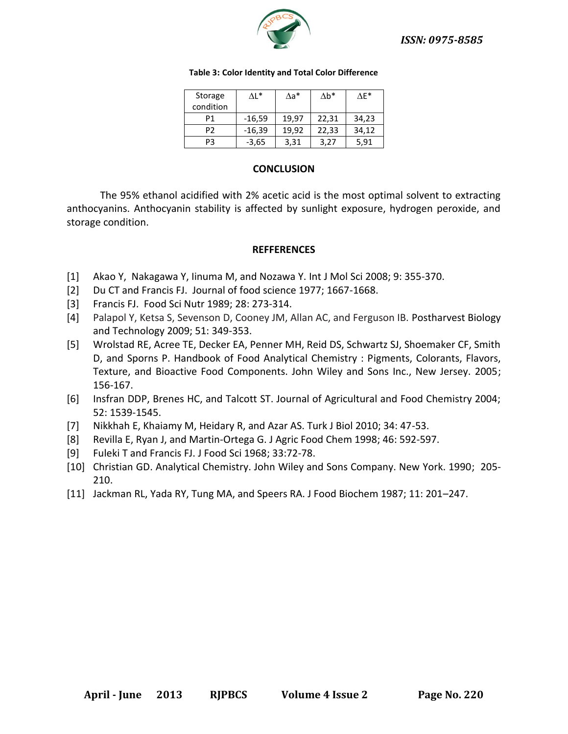**Table 3: Color Identity and Total Color Difference**

| Storage condition | $\Delta L^*$ | $\Delta a^*$ | $\Delta b^*$ | $\Delta E^*$ |
|---|---|---|---|---|
| P1 | -16,59 | 19,97 | 22,31 | 34,23 |
| P2 | -16,39 | 19,92 | 22,33 | 34,12 |
| P3 | -3,65 | 3,31 | 3,27 | 5,91 |

## CONCLUSION

The 95% ethanol acidified with 2% acetic acid is the most optimal solvent to extracting anthocyanins. Anthocyanin stability is affected by sunlight exposure, hydrogen peroxide, and storage condition.

## REFFERENCES

[1] Akao Y, Nakagawa Y, Iinuma M, and Nozawa Y. Int J Mol Sci 2008; 9: 355-370.

[2] Du CT and Francis FJ. Journal of food science 1977; 1667-1668.

[3] Francis FJ. Food Sci Nutr 1989; 28: 273-314.

[4] Palapol Y, Ketsa S, Sevenson D, Cooney JM, Allan AC, and Ferguson IB. Postharvest Biology and Technology 2009; 51: 349-353.

[5] Wrolstad RE, Acree TE, Decker EA, Penner MH, Reid DS, Schwartz SJ, Shoemaker CF, Smith D, and Sporns P. Handbook of Food Analytical Chemistry : Pigments, Colorants, Flavors, Texture, and Bioactive Food Components. John Wiley and Sons Inc., New Jersey. 2005; 156-167.

[6] Insfran DDP, Brenes HC, and Talcott ST. Journal of Agricultural and Food Chemistry 2004; 52: 1539-1545.

[7] Nikkhah E, Khaiamy M, Heidary R, and Azar AS. Turk J Biol 2010; 34: 47-53.

[8] Revilla E, Ryan J, and Martin-Ortega G. J Agric Food Chem 1998; 46: 592-597.

[9] Fuleki T and Francis FJ. J Food Sci 1968; 33:72-78.

[10] Christian GD. Analytical Chemistry. John Wiley and Sons Company. New York. 1990; 205-210.

[11] Jackman RL, Yada RY, Tung MA, and Speers RA. J Food Biochem 1987; 11: 201–247.